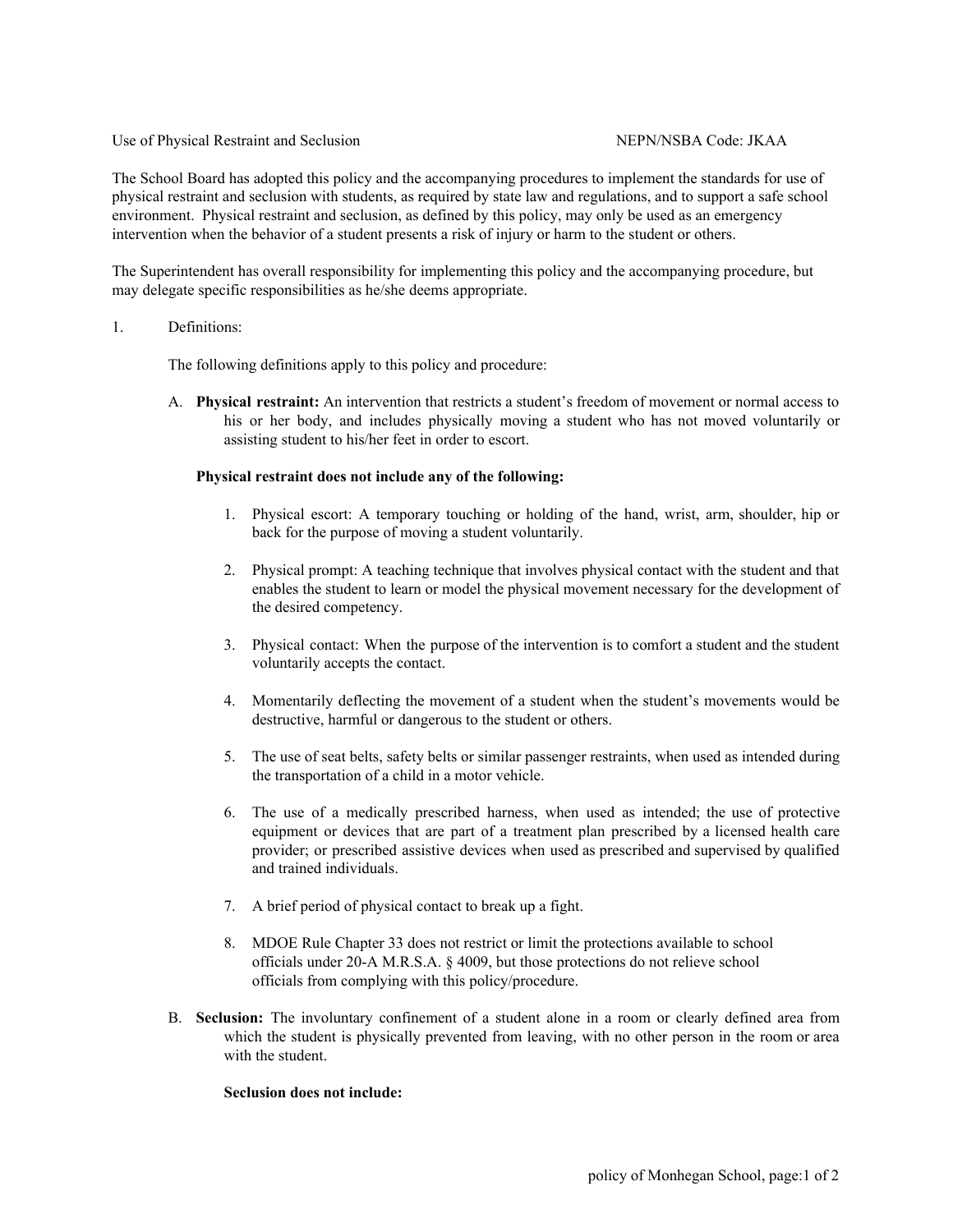Use of Physical Restraint and Seclusion NEPN/NSBA Code: JKAA

The School Board has adopted this policy and the accompanying procedures to implement the standards for use of physical restraint and seclusion with students, as required by state law and regulations, and to support a safe school environment. Physical restraint and seclusion, as defined by this policy, may only be used as an emergency intervention when the behavior of a student presents a risk of injury or harm to the student or others.

The Superintendent has overall responsibility for implementing this policy and the accompanying procedure, but may delegate specific responsibilities as he/she deems appropriate.

1. Definitions:

   The following definitions apply to this policy and procedure:

   A. **Physical restraint:** An intervention that restricts a student's freedom of movement or normal access to his or her body, and includes physically moving a student who has not moved voluntarily or assisting student to his/her feet in order to escort.

      **Physical restraint does not include any of the following:**

      1. Physical escort: A temporary touching or holding of the hand, wrist, arm, shoulder, hip or back for the purpose of moving a student voluntarily.

      2. Physical prompt: A teaching technique that involves physical contact with the student and that enables the student to learn or model the physical movement necessary for the development of the desired competency.

      3. Physical contact: When the purpose of the intervention is to comfort a student and the student voluntarily accepts the contact.

      4. Momentarily deflecting the movement of a student when the student's movements would be destructive, harmful or dangerous to the student or others.

      5. The use of seat belts, safety belts or similar passenger restraints, when used as intended during the transportation of a child in a motor vehicle.

      6. The use of a medically prescribed harness, when used as intended; the use of protective equipment or devices that are part of a treatment plan prescribed by a licensed health care provider; or prescribed assistive devices when used as prescribed and supervised by qualified and trained individuals.

      7. A brief period of physical contact to break up a fight.

      8. MDOE Rule Chapter 33 does not restrict or limit the protections available to school officials under 20-A M.R.S.A. § 4009, but those protections do not relieve school officials from complying with this policy/procedure.

   B. **Seclusion:** The involuntary confinement of a student alone in a room or clearly defined area from which the student is physically prevented from leaving, with no other person in the room or area with the student.

      **Seclusion does not include:**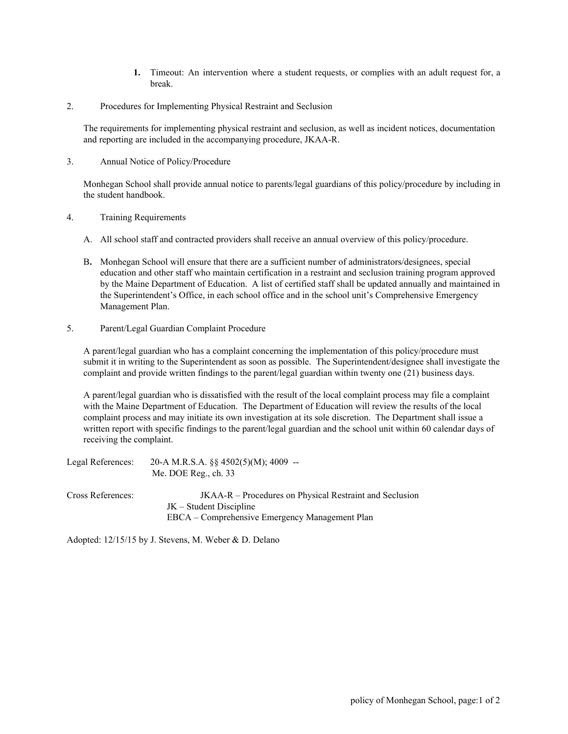1. **Timeout:** An intervention where a student requests, or complies with an adult request for, a break.

2. Procedures for Implementing Physical Restraint and Seclusion

The requirements for implementing physical restraint and seclusion, as well as incident notices, documentation and reporting are included in the accompanying procedure, JKAA-R.

3. Annual Notice of Policy/Procedure

Monhegan School shall provide annual notice to parents/legal guardians of this policy/procedure by including in the student handbook.

4. Training Requirements

A. All school staff and contracted providers shall receive an annual overview of this policy/procedure.

B. Monhegan School will ensure that there are a sufficient number of administrators/designees, special education and other staff who maintain certification in a restraint and seclusion training program approved by the Maine Department of Education. A list of certified staff shall be updated annually and maintained in the Superintendent's Office, in each school office and in the school unit's Comprehensive Emergency Management Plan.

5. Parent/Legal Guardian Complaint Procedure

A parent/legal guardian who has a complaint concerning the implementation of this policy/procedure must submit it in writing to the Superintendent as soon as possible. The Superintendent/designee shall investigate the complaint and provide written findings to the parent/legal guardian within twenty one (21) business days.

A parent/legal guardian who is dissatisfied with the result of the local complaint process may file a complaint with the Maine Department of Education. The Department of Education will review the results of the local complaint process and may initiate its own investigation at its sole discretion. The Department shall issue a written report with specific findings to the parent/legal guardian and the school unit within 60 calendar days of receiving the complaint.

Legal References: 20-A M.R.S.A. §§ 4502(5)(M); 4009 --
Me. DOE Reg., ch. 33

Cross References: JKAA-R – Procedures on Physical Restraint and Seclusion
JK – Student Discipline
EBCA – Comprehensive Emergency Management Plan

Adopted: 12/15/15 by J. Stevens, M. Weber & D. Delano